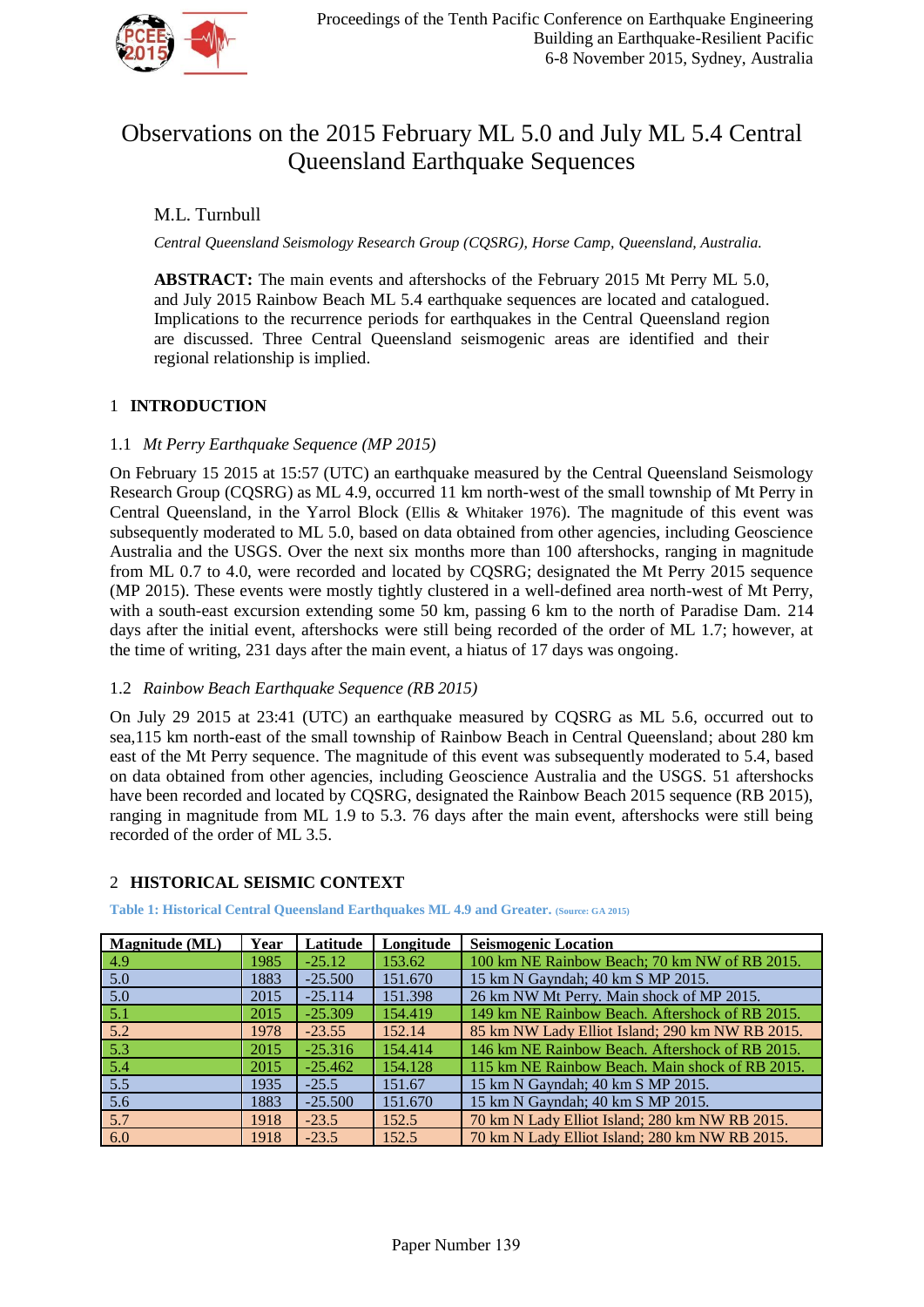Proceedings of the Tenth Pacific Conference on Earthquake Engineering
Building an Earthquake-Resilient Pacific
6-8 November 2015, Sydney, Australia

# Observations on the 2015 February ML 5.0 and July ML 5.4 Central Queensland Earthquake Sequences

M.L. Turnbull

*Central Queensland Seismology Research Group (CQSRG), Horse Camp, Queensland, Australia.*

**ABSTRACT:** The main events and aftershocks of the February 2015 Mt Perry ML 5.0, and July 2015 Rainbow Beach ML 5.4 earthquake sequences are located and catalogued. Implications to the recurrence periods for earthquakes in the Central Queensland region are discussed. Three Central Queensland seismogenic areas are identified and their regional relationship is implied.

## 1 INTRODUCTION

### 1.1 *Mt Perry Earthquake Sequence (MP 2015)*

On February 15 2015 at 15:57 (UTC) an earthquake measured by the Central Queensland Seismology Research Group (CQSRG) as ML 4.9, occurred 11 km north-west of the small township of Mt Perry in Central Queensland, in the Yarrol Block (Ellis & Whitaker 1976). The magnitude of this event was subsequently moderated to ML 5.0, based on data obtained from other agencies, including Geoscience Australia and the USGS. Over the next six months more than 100 aftershocks, ranging in magnitude from ML 0.7 to 4.0, were recorded and located by CQSRG; designated the Mt Perry 2015 sequence (MP 2015). These events were mostly tightly clustered in a well-defined area north-west of Mt Perry, with a south-east excursion extending some 50 km, passing 6 km to the north of Paradise Dam. 214 days after the initial event, aftershocks were still being recorded of the order of ML 1.7; however, at the time of writing, 231 days after the main event, a hiatus of 17 days was ongoing.

### 1.2 *Rainbow Beach Earthquake Sequence (RB 2015)*

On July 29 2015 at 23:41 (UTC) an earthquake measured by CQSRG as ML 5.6, occurred out to sea,115 km north-east of the small township of Rainbow Beach in Central Queensland; about 280 km east of the Mt Perry sequence. The magnitude of this event was subsequently moderated to 5.4, based on data obtained from other agencies, including Geoscience Australia and the USGS. 51 aftershocks have been recorded and located by CQSRG, designated the Rainbow Beach 2015 sequence (RB 2015), ranging in magnitude from ML 1.9 to 5.3. 76 days after the main event, aftershocks were still being recorded of the order of ML 3.5.

## 2 HISTORICAL SEISMIC CONTEXT

**Table 1: Historical Central Queensland Earthquakes ML 4.9 and Greater.** (Source: GA 2015)

| Magnitude (ML) | Year | Latitude | Longitude | Seismogenic Location |
|---|---|---|---|---|
| 4.9 | 1985 | -25.12 | 153.62 | 100 km NE Rainbow Beach; 70 km NW of RB 2015. |
| 5.0 | 1883 | -25.500 | 151.670 | 15 km N Gaydnah; 40 km S MP 2015. |
| 5.0 | 2015 | -25.114 | 151.398 | 26 km NW Mt Perry. Main shock of MP 2015. |
| 5.1 | 2015 | -25.309 | 154.419 | 149 km NE Rainbow Beach. Aftershock of RB 2015. |
| 5.2 | 1978 | -23.55 | 152.14 | 85 km NW Lady Elliot Island; 290 km NW RB 2015. |
| 5.3 | 2015 | -25.316 | 154.414 | 146 km NE Rainbow Beach. Aftershock of RB 2015. |
| 5.4 | 2015 | -25.462 | 154.128 | 115 km NE Rainbow Beach. Main shock of RB 2015. |
| 5.5 | 1935 | -25.5 | 151.67 | 15 km N Gaydnah; 40 km S MP 2015. |
| 5.6 | 1883 | -25.500 | 151.670 | 15 km N Gaydnah; 40 km S MP 2015. |
| 5.7 | 1918 | -23.5 | 152.5 | 70 km N Lady Elliot Island; 280 km NW RB 2015. |
| 6.0 | 1918 | -23.5 | 152.5 | 70 km N Lady Elliot Island; 280 km NW RB 2015. |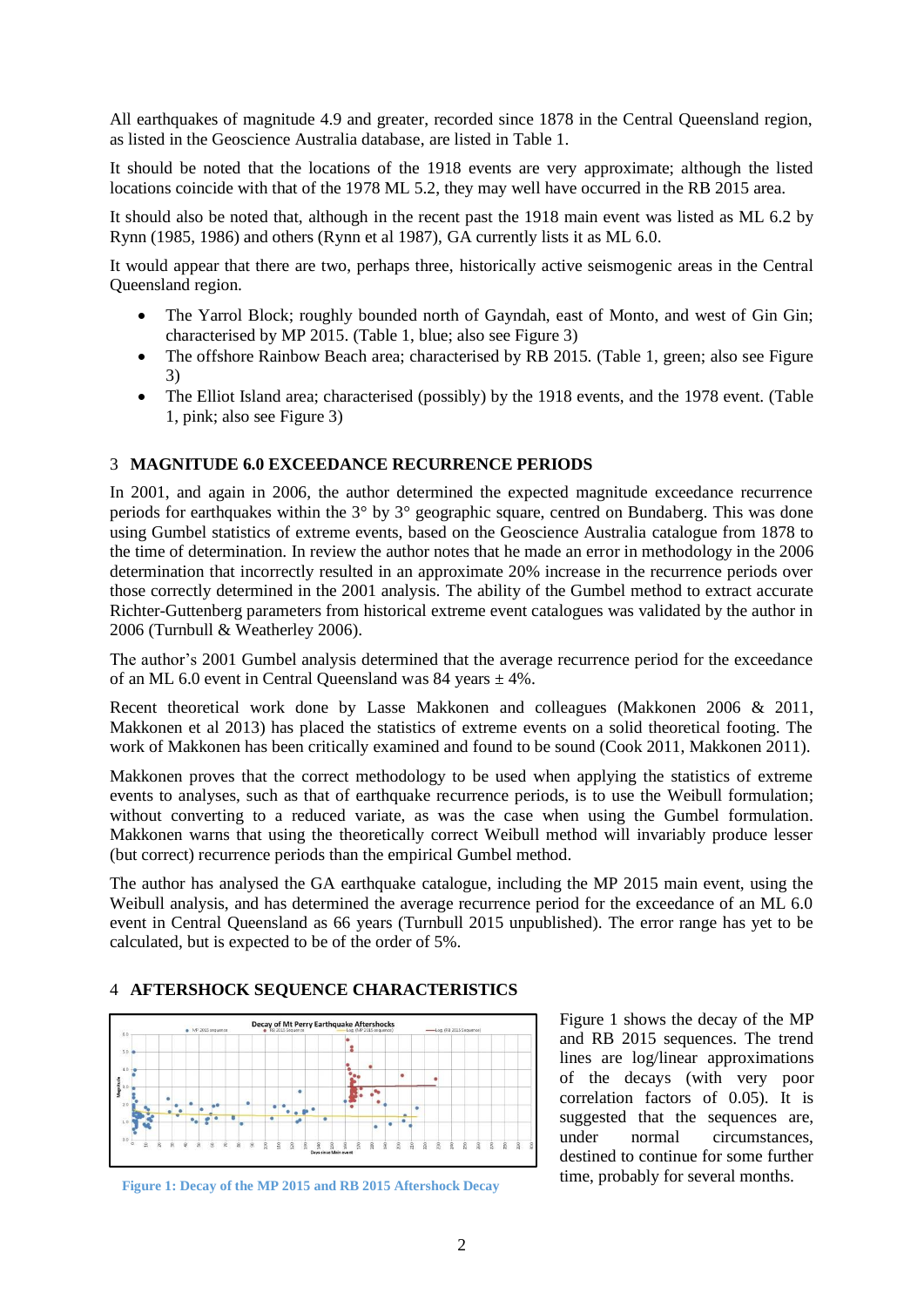All earthquakes of magnitude 4.9 and greater, recorded since 1878 in the Central Queensland region, as listed in the Geoscience Australia database, are listed in Table 1.

It should be noted that the locations of the 1918 events are very approximate; although the listed locations coincide with that of the 1978 ML 5.2, they may well have occurred in the RB 2015 area.

It should also be noted that, although in the recent past the 1918 main event was listed as ML 6.2 by Rynn (1985, 1986) and others (Rynn et al 1987), GA currently lists it as ML 6.0.

It would appear that there are two, perhaps three, historically active seismogenic areas in the Central Queensland region.

- The Yarrol Block; roughly bounded north of Gayndah, east of Monto, and west of Gin Gin; characterised by MP 2015. (Table 1, blue; also see Figure 3)
- The offshore Rainbow Beach area; characterised by RB 2015. (Table 1, green; also see Figure 3)
- The Elliot Island area; characterised (possibly) by the 1918 events, and the 1978 event. (Table 1, pink; also see Figure 3)

## 3 MAGNITUDE 6.0 EXCEEDANCE RECURRENCE PERIODS

In 2001, and again in 2006, the author determined the expected magnitude exceedance recurrence periods for earthquakes within the 3° by 3° geographic square, centred on Bundaberg. This was done using Gumbel statistics of extreme events, based on the Geoscience Australia catalogue from 1878 to the time of determination. In review the author notes that he made an error in methodology in the 2006 determination that incorrectly resulted in an approximate 20% increase in the recurrence periods over those correctly determined in the 2001 analysis. The ability of the Gumbel method to extract accurate Richter-Guttenberg parameters from historical extreme event catalogues was validated by the author in 2006 (Turnbull & Weatherley 2006).

The author's 2001 Gumbel analysis determined that the average recurrence period for the exceedance of an ML 6.0 event in Central Queensland was 84 years ± 4%.

Recent theoretical work done by Lasse Makkonen and colleagues (Makkonen 2006 & 2011, Makkonen et al 2013) has placed the statistics of extreme events on a solid theoretical footing. The work of Makkonen has been critically examined and found to be sound (Cook 2011, Makkonen 2011).

Makkonen proves that the correct methodology to be used when applying the statistics of extreme events to analyses, such as that of earthquake recurrence periods, is to use the Weibull formulation; without converting to a reduced variate, as was the case when using the Gumbel formulation. Makkonen warns that using the theoretically correct Weibull method will invariably produce lesser (but correct) recurrence periods than the empirical Gumbel method.

The author has analysed the GA earthquake catalogue, including the MP 2015 main event, using the Weibull analysis, and has determined the average recurrence period for the exceedance of an ML 6.0 event in Central Queensland as 66 years (Turnbull 2015 unpublished). The error range has yet to be calculated, but is expected to be of the order of 5%.

## 4 AFTERSHOCK SEQUENCE CHARACTERISTICS

Figure 1: Decay of the MP 2015 and RB 2015 Aftershock Decay

Figure 1 shows the decay of the MP and RB 2015 sequences. The trend lines are log/linear approximations of the decays (with very poor correlation factors of 0.05). It is suggested that the sequences are, under normal circumstances, destined to continue for some further time, probably for several months.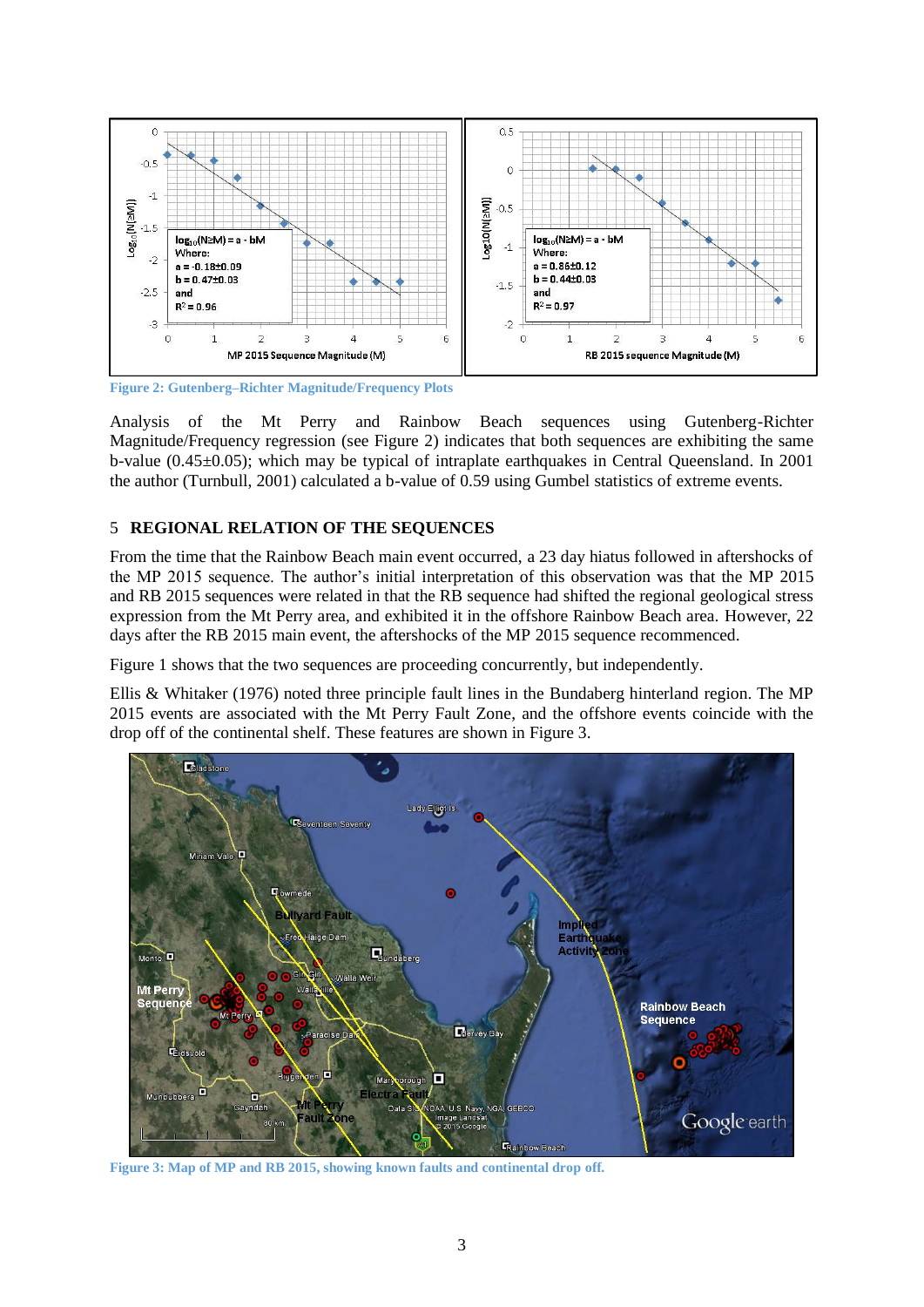Figure 2: Gutenberg–Richter Magnitude/Frequency Plots

Analysis of the Mt Perry and Rainbow Beach sequences using Gutenberg-Richter Magnitude/Frequency regression (see Figure 2) indicates that both sequences are exhibiting the same b-value (0.45±0.05); which may be typical of intraplate earthquakes in Central Queensland. In 2001 the author (Turnbull, 2001) calculated a b-value of 0.59 using Gumbel statistics of extreme events.

## 5 REGIONAL RELATION OF THE SEQUENCES

From the time that the Rainbow Beach main event occurred, a 23 day hiatus followed in aftershocks of the MP 2015 sequence. The author's initial interpretation of this observation was that the MP 2015 and RB 2015 sequences were related in that the RB sequence had shifted the regional geological stress expression from the Mt Perry area, and exhibited it in the offshore Rainbow Beach area. However, 22 days after the RB 2015 main event, the aftershocks of the MP 2015 sequence recommenced.

Figure 1 shows that the two sequences are proceeding concurrently, but independently.

Ellis & Whitaker (1976) noted three principle fault lines in the Bundaberg hinterland region. The MP 2015 events are associated with the Mt Perry Fault Zone, and the offshore events coincide with the drop off of the continental shelf. These features are shown in Figure 3.

Figure 3: Map of MP and RB 2015, showing known faults and continental drop off.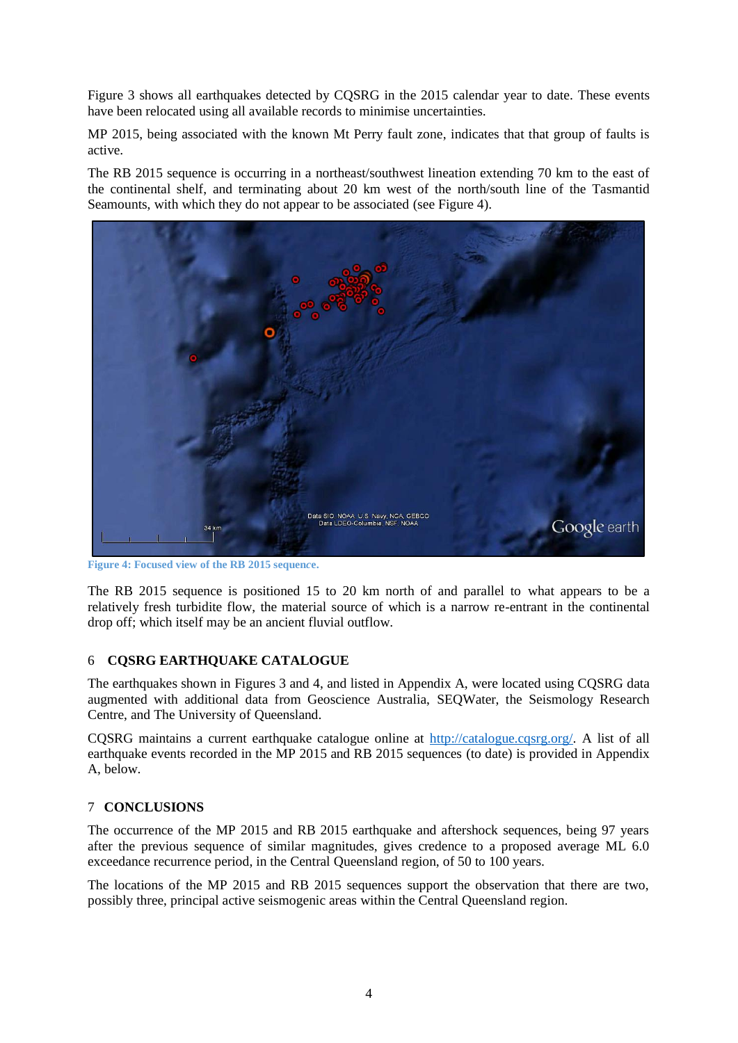Figure 3 shows all earthquakes detected by CQSRG in the 2015 calendar year to date. These events have been relocated using all available records to minimise uncertainties.

MP 2015, being associated with the known Mt Perry fault zone, indicates that that group of faults is active.

The RB 2015 sequence is occurring in a northeast/southwest lineation extending 70 km to the east of the continental shelf, and terminating about 20 km west of the north/south line of the Tasmantid Seamounts, with which they do not appear to be associated (see Figure 4).

**Figure 4: Focused view of the RB 2015 sequence.**

The RB 2015 sequence is positioned 15 to 20 km north of and parallel to what appears to be a relatively fresh turbidite flow, the material source of which is a narrow re-entrant in the continental drop off; which itself may be an ancient fluvial outflow.

## 6 CQSRG EARTHQUAKE CATALOGUE

The earthquakes shown in Figures 3 and 4, and listed in Appendix A, were located using CQSRG data augmented with additional data from Geoscience Australia, SEQWater, the Seismology Research Centre, and The University of Queensland.

CQSRG maintains a current earthquake catalogue online at http://catalogue.cqsrg.org/. A list of all earthquake events recorded in the MP 2015 and RB 2015 sequences (to date) is provided in Appendix A, below.

## 7 CONCLUSIONS

The occurrence of the MP 2015 and RB 2015 earthquake and aftershock sequences, being 97 years after the previous sequence of similar magnitudes, gives credence to a proposed average ML 6.0 exceedance recurrence period, in the Central Queensland region, of 50 to 100 years.

The locations of the MP 2015 and RB 2015 sequences support the observation that there are two, possibly three, principal active seismogenic areas within the Central Queensland region.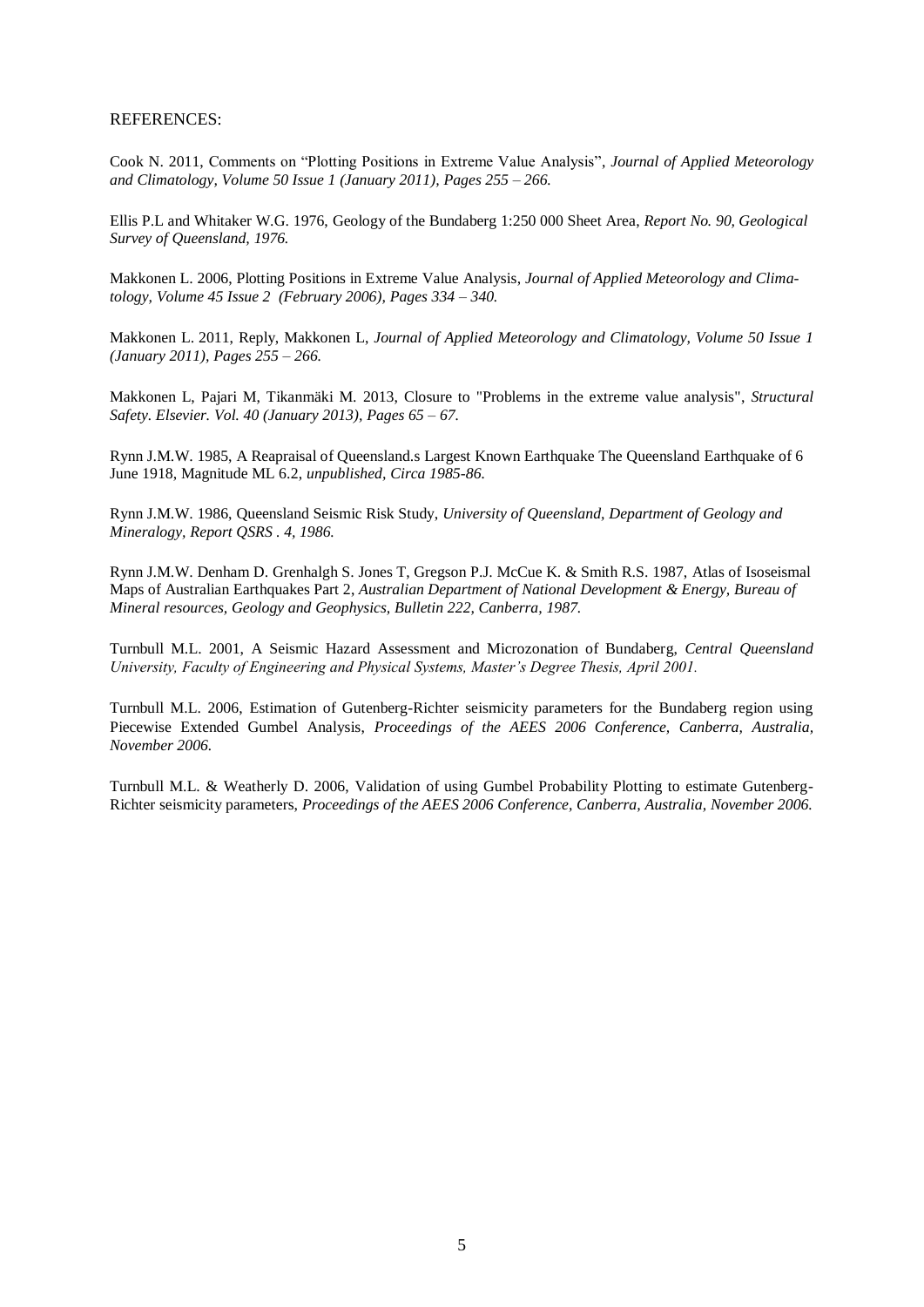REFERENCES:

Cook N. 2011, Comments on "Plotting Positions in Extreme Value Analysis", *Journal of Applied Meteorology and Climatology, Volume 50 Issue 1 (January 2011), Pages 255 – 266.*

Ellis P.L and Whitaker W.G. 1976, Geology of the Bundaberg 1:250 000 Sheet Area, *Report No. 90, Geological Survey of Queensland, 1976.*

Makkonen L. 2006, Plotting Positions in Extreme Value Analysis, *Journal of Applied Meteorology and Climatology, Volume 45 Issue 2 (February 2006), Pages 334 – 340.*

Makkonen L. 2011, Reply, Makkonen L, *Journal of Applied Meteorology and Climatology, Volume 50 Issue 1 (January 2011), Pages 255 – 266.*

Makkonen L, Pajari M, Tikanmäki M. 2013, Closure to "Problems in the extreme value analysis", *Structural Safety. Elsevier. Vol. 40 (January 2013), Pages 65 – 67.*

Rynn J.M.W. 1985, A Reapraisal of Queensland.s Largest Known Earthquake The Queensland Earthquake of 6 June 1918, Magnitude ML 6.2, *unpublished, Circa 1985-86.*

Rynn J.M.W. 1986, Queensland Seismic Risk Study, *University of Queensland, Department of Geology and Mineralogy, Report QSRS . 4, 1986.*

Rynn J.M.W. Denham D. Grenhalgh S. Jones T, Gregson P.J. McCue K. & Smith R.S. 1987, Atlas of Isoseismal Maps of Australian Earthquakes Part 2, *Australian Department of National Development & Energy, Bureau of Mineral resources, Geology and Geophysics, Bulletin 222, Canberra, 1987.*

Turnbull M.L. 2001, A Seismic Hazard Assessment and Microzonation of Bundaberg, *Central Queensland University, Faculty of Engineering and Physical Systems, Master's Degree Thesis, April 2001.*

Turnbull M.L. 2006, Estimation of Gutenberg-Richter seismicity parameters for the Bundaberg region using Piecewise Extended Gumbel Analysis, *Proceedings of the AEES 2006 Conference, Canberra, Australia, November 2006.*

Turnbull M.L. & Weatherly D. 2006, Validation of using Gumbel Probability Plotting to estimate Gutenberg-Richter seismicity parameters, *Proceedings of the AEES 2006 Conference, Canberra, Australia, November 2006.*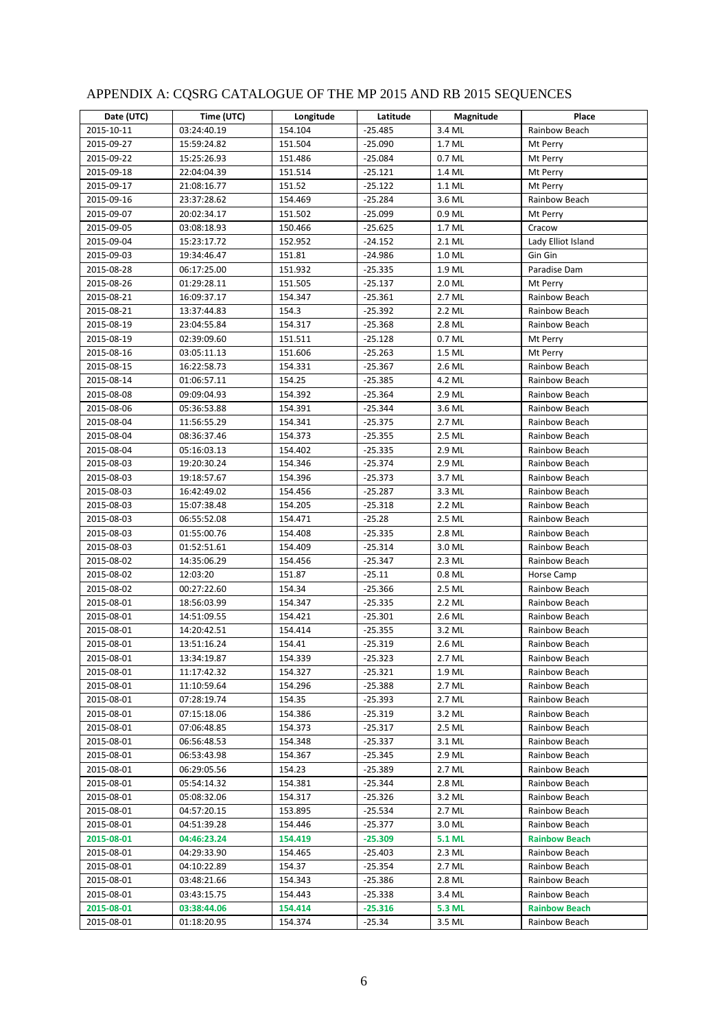# APPENDIX A: CQSRG CATALOGUE OF THE MP 2015 AND RB 2015 SEQUENCES

| Date (UTC) | Time (UTC) | Longitude | Latitude | Magnitude | Place |
|---|---|---|---|---|---|
| 2015-10-11 | 03:24:40.19 | 154.104 | -25.485 | 3.4 ML | Rainbow Beach |
| 2015-09-27 | 15:59:24.82 | 151.504 | -25.090 | 1.7 ML | Mt Perry |
| 2015-09-22 | 15:25:26.93 | 151.486 | -25.084 | 0.7 ML | Mt Perry |
| 2015-09-18 | 22:04:04.39 | 151.514 | -25.121 | 1.4 ML | Mt Perry |
| 2015-09-17 | 21:08:16.77 | 151.52 | -25.122 | 1.1 ML | Mt Perry |
| 2015-09-16 | 23:37:28.62 | 154.469 | -25.284 | 3.6 ML | Rainbow Beach |
| 2015-09-07 | 20:02:34.17 | 151.502 | -25.099 | 0.9 ML | Mt Perry |
| 2015-09-05 | 03:08:18.93 | 150.466 | -25.625 | 1.7 ML | Cracow |
| 2015-09-04 | 15:23:17.72 | 152.952 | -24.152 | 2.1 ML | Lady Elliot Island |
| 2015-09-03 | 19:34:46.47 | 151.81 | -24.986 | 1.0 ML | Gin Gin |
| 2015-08-28 | 06:17:25.00 | 151.932 | -25.335 | 1.9 ML | Paradise Dam |
| 2015-08-26 | 01:29:28.11 | 151.505 | -25.137 | 2.0 ML | Mt Perry |
| 2015-08-21 | 16:09:37.17 | 154.347 | -25.361 | 2.7 ML | Rainbow Beach |
| 2015-08-21 | 13:37:44.83 | 154.3 | -25.392 | 2.2 ML | Rainbow Beach |
| 2015-08-19 | 23:04:55.84 | 154.317 | -25.368 | 2.8 ML | Rainbow Beach |
| 2015-08-19 | 02:39:09.60 | 151.511 | -25.128 | 0.7 ML | Mt Perry |
| 2015-08-16 | 03:05:11.13 | 151.606 | -25.263 | 1.5 ML | Mt Perry |
| 2015-08-15 | 16:22:58.73 | 154.331 | -25.367 | 2.6 ML | Rainbow Beach |
| 2015-08-14 | 01:06:57.11 | 154.25 | -25.385 | 4.2 ML | Rainbow Beach |
| 2015-08-08 | 09:09:04.93 | 154.392 | -25.364 | 2.9 ML | Rainbow Beach |
| 2015-08-06 | 05:36:53.88 | 154.391 | -25.344 | 3.6 ML | Rainbow Beach |
| 2015-08-04 | 11:56:55.29 | 154.341 | -25.375 | 2.7 ML | Rainbow Beach |
| 2015-08-04 | 08:36:37.46 | 154.373 | -25.355 | 2.5 ML | Rainbow Beach |
| 2015-08-04 | 05:16:03.13 | 154.402 | -25.335 | 2.9 ML | Rainbow Beach |
| 2015-08-03 | 19:20:30.24 | 154.346 | -25.374 | 2.9 ML | Rainbow Beach |
| 2015-08-03 | 19:18:57.67 | 154.396 | -25.373 | 3.7 ML | Rainbow Beach |
| 2015-08-03 | 16:42:49.02 | 154.456 | -25.287 | 3.3 ML | Rainbow Beach |
| 2015-08-03 | 15:07:38.48 | 154.205 | -25.318 | 2.2 ML | Rainbow Beach |
| 2015-08-03 | 06:55:52.08 | 154.471 | -25.28 | 2.5 ML | Rainbow Beach |
| 2015-08-03 | 01:55:00.76 | 154.408 | -25.335 | 2.8 ML | Rainbow Beach |
| 2015-08-03 | 01:52:51.61 | 154.409 | -25.314 | 3.0 ML | Rainbow Beach |
| 2015-08-02 | 14:35:06.29 | 154.456 | -25.347 | 2.3 ML | Rainbow Beach |
| 2015-08-02 | 12:03:20 | 151.87 | -25.11 | 0.8 ML | Horse Camp |
| 2015-08-02 | 00:27:22.60 | 154.34 | -25.366 | 2.5 ML | Rainbow Beach |
| 2015-08-01 | 18:56:03.99 | 154.347 | -25.335 | 2.2 ML | Rainbow Beach |
| 2015-08-01 | 14:51:09.55 | 154.421 | -25.301 | 2.6 ML | Rainbow Beach |
| 2015-08-01 | 14:20:42.51 | 154.414 | -25.355 | 3.2 ML | Rainbow Beach |
| 2015-08-01 | 13:51:16.24 | 154.41 | -25.319 | 2.6 ML | Rainbow Beach |
| 2015-08-01 | 13:34:19.87 | 154.339 | -25.323 | 2.7 ML | Rainbow Beach |
| 2015-08-01 | 11:17:42.32 | 154.327 | -25.321 | 1.9 ML | Rainbow Beach |
| 2015-08-01 | 11:10:59.64 | 154.296 | -25.388 | 2.7 ML | Rainbow Beach |
| 2015-08-01 | 07:28:19.74 | 154.35 | -25.393 | 2.7 ML | Rainbow Beach |
| 2015-08-01 | 07:15:18.06 | 154.386 | -25.319 | 3.2 ML | Rainbow Beach |
| 2015-08-01 | 07:06:48.85 | 154.373 | -25.317 | 2.5 ML | Rainbow Beach |
| 2015-08-01 | 06:56:48.53 | 154.348 | -25.337 | 3.1 ML | Rainbow Beach |
| 2015-08-01 | 06:53:43.98 | 154.367 | -25.345 | 2.9 ML | Rainbow Beach |
| 2015-08-01 | 06:29:05.56 | 154.23 | -25.389 | 2.7 ML | Rainbow Beach |
| 2015-08-01 | 05:54:14.32 | 154.381 | -25.344 | 2.8 ML | Rainbow Beach |
| 2015-08-01 | 05:08:32.06 | 154.317 | -25.326 | 3.2 ML | Rainbow Beach |
| 2015-08-01 | 04:57:20.15 | 153.895 | -25.534 | 2.7 ML | Rainbow Beach |
| 2015-08-01 | 04:51:39.28 | 154.446 | -25.377 | 3.0 ML | Rainbow Beach |
| **2015-08-01** | **04:46:23.24** | **154.419** | **-25.309** | **5.1 ML** | **Rainbow Beach** |
| 2015-08-01 | 04:29:33.90 | 154.465 | -25.403 | 2.3 ML | Rainbow Beach |
| 2015-08-01 | 04:10:22.89 | 154.37 | -25.354 | 2.7 ML | Rainbow Beach |
| 2015-08-01 | 03:48:21.66 | 154.343 | -25.386 | 2.8 ML | Rainbow Beach |
| 2015-08-01 | 03:43:15.75 | 154.443 | -25.338 | 3.4 ML | Rainbow Beach |
| **2015-08-01** | **03:38:44.06** | **154.414** | **-25.316** | **5.3 ML** | **Rainbow Beach** |
| 2015-08-01 | 01:18:20.95 | 154.374 | -25.34 | 3.5 ML | Rainbow Beach |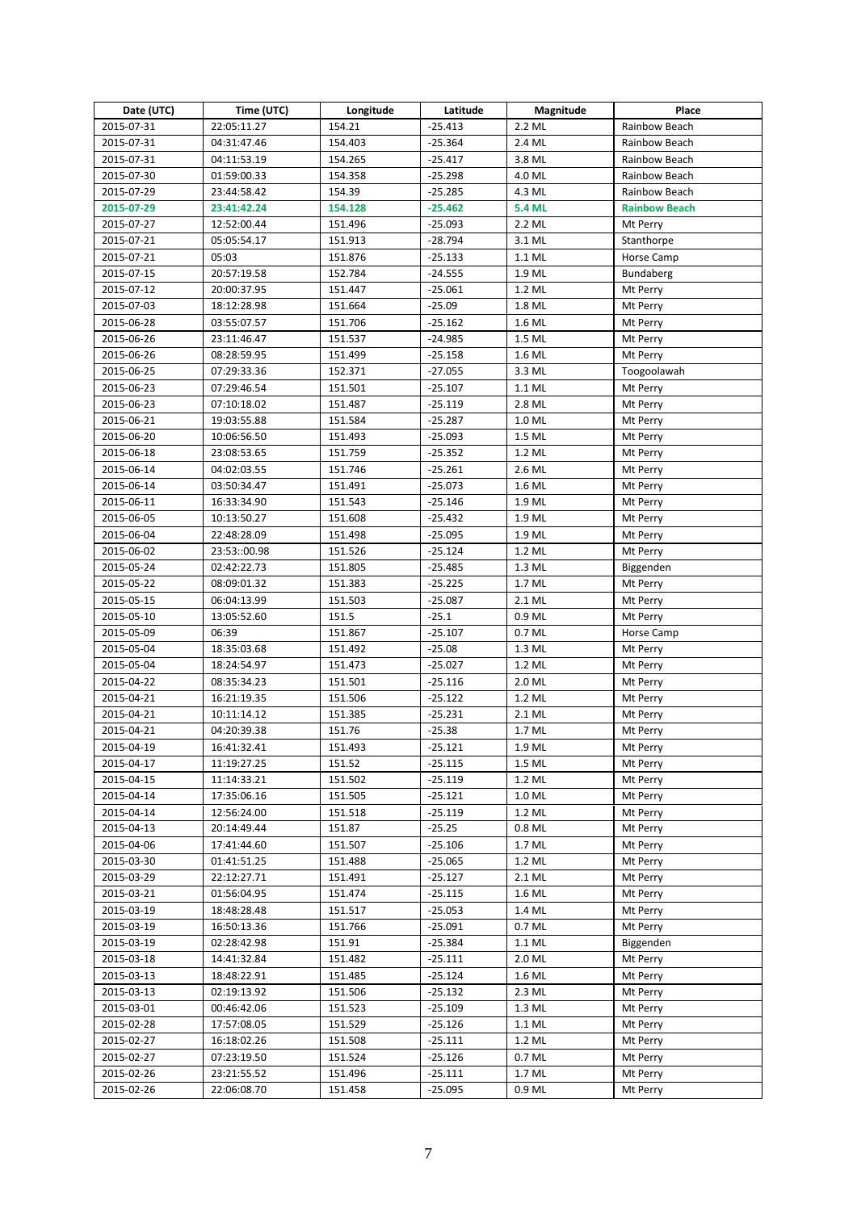| Date (UTC) | Time (UTC) | Longitude | Latitude | Magnitude | Place |
|---|---|---|---|---|---|
| 2015-07-31 | 22:05:11.27 | 154.21 | -25.413 | 2.2 ML | Rainbow Beach |
| 2015-07-31 | 04:31:47.46 | 154.403 | -25.364 | 2.4 ML | Rainbow Beach |
| 2015-07-31 | 04:11:53.19 | 154.265 | -25.417 | 3.8 ML | Rainbow Beach |
| 2015-07-30 | 01:59:00.33 | 154.358 | -25.298 | 4.0 ML | Rainbow Beach |
| 2015-07-29 | 23:44:58.42 | 154.39 | -25.285 | 4.3 ML | Rainbow Beach |
| **2015-07-29** | **23:41:42.24** | **154.128** | **-25.462** | **5.4 ML** | **Rainbow Beach** |
| 2015-07-27 | 12:52:00.44 | 151.496 | -25.093 | 2.2 ML | Mt Perry |
| 2015-07-21 | 05:05:54.17 | 151.913 | -28.794 | 3.1 ML | Stanthorpe |
| 2015-07-21 | 05:03 | 151.876 | -25.133 | 1.1 ML | Horse Camp |
| 2015-07-15 | 20:57:19.58 | 152.784 | -24.555 | 1.9 ML | Bundaberg |
| 2015-07-12 | 20:00:37.95 | 151.447 | -25.061 | 1.2 ML | Mt Perry |
| 2015-07-03 | 18:12:28.98 | 151.664 | -25.09 | 1.8 ML | Mt Perry |
| 2015-06-28 | 03:55:07.57 | 151.706 | -25.162 | 1.6 ML | Mt Perry |
| 2015-06-26 | 23:11:46.47 | 151.537 | -24.985 | 1.5 ML | Mt Perry |
| 2015-06-26 | 08:28:59.95 | 151.499 | -25.158 | 1.6 ML | Mt Perry |
| 2015-06-25 | 07:29:33.36 | 152.371 | -27.055 | 3.3 ML | Toogoolawah |
| 2015-06-23 | 07:29:46.54 | 151.501 | -25.107 | 1.1 ML | Mt Perry |
| 2015-06-23 | 07:10:18.02 | 151.487 | -25.119 | 2.8 ML | Mt Perry |
| 2015-06-21 | 19:03:55.88 | 151.584 | -25.287 | 1.0 ML | Mt Perry |
| 2015-06-20 | 10:06:56.50 | 151.493 | -25.093 | 1.5 ML | Mt Perry |
| 2015-06-18 | 23:08:53.65 | 151.759 | -25.352 | 1.2 ML | Mt Perry |
| 2015-06-14 | 04:02:03.55 | 151.746 | -25.261 | 2.6 ML | Mt Perry |
| 2015-06-14 | 03:50:34.47 | 151.491 | -25.073 | 1.6 ML | Mt Perry |
| 2015-06-11 | 16:33:34.90 | 151.543 | -25.146 | 1.9 ML | Mt Perry |
| 2015-06-05 | 10:13:50.27 | 151.608 | -25.432 | 1.9 ML | Mt Perry |
| 2015-06-04 | 22:48:28.09 | 151.498 | -25.095 | 1.9 ML | Mt Perry |
| 2015-06-02 | 23:53::00.98 | 151.526 | -25.124 | 1.2 ML | Mt Perry |
| 2015-05-24 | 02:42:22.73 | 151.805 | -25.485 | 1.3 ML | Biggenden |
| 2015-05-22 | 08:09:01.32 | 151.383 | -25.225 | 1.7 ML | Mt Perry |
| 2015-05-15 | 06:04:13.99 | 151.503 | -25.087 | 2.1 ML | Mt Perry |
| 2015-05-10 | 13:05:52.60 | 151.5 | -25.1 | 0.9 ML | Mt Perry |
| 2015-05-09 | 06:39 | 151.867 | -25.107 | 0.7 ML | Horse Camp |
| 2015-05-04 | 18:35:03.68 | 151.492 | -25.08 | 1.3 ML | Mt Perry |
| 2015-05-04 | 18:24:54.97 | 151.473 | -25.027 | 1.2 ML | Mt Perry |
| 2015-04-22 | 08:35:34.23 | 151.501 | -25.116 | 2.0 ML | Mt Perry |
| 2015-04-21 | 16:21:19.35 | 151.506 | -25.122 | 1.2 ML | Mt Perry |
| 2015-04-21 | 10:11:14.12 | 151.385 | -25.231 | 2.1 ML | Mt Perry |
| 2015-04-21 | 04:20:39.38 | 151.76 | -25.38 | 1.7 ML | Mt Perry |
| 2015-04-19 | 16:41:32.41 | 151.493 | -25.121 | 1.9 ML | Mt Perry |
| 2015-04-17 | 11:19:27.25 | 151.52 | -25.115 | 1.5 ML | Mt Perry |
| 2015-04-15 | 11:14:33.21 | 151.502 | -25.119 | 1.2 ML | Mt Perry |
| 2015-04-14 | 17:35:06.16 | 151.505 | -25.121 | 1.0 ML | Mt Perry |
| 2015-04-14 | 12:56:24.00 | 151.518 | -25.119 | 1.2 ML | Mt Perry |
| 2015-04-13 | 20:14:49.44 | 151.87 | -25.25 | 0.8 ML | Mt Perry |
| 2015-04-06 | 17:41:44.60 | 151.507 | -25.106 | 1.7 ML | Mt Perry |
| 2015-03-30 | 01:41:51.25 | 151.488 | -25.065 | 1.2 ML | Mt Perry |
| 2015-03-29 | 22:12:27.71 | 151.491 | -25.127 | 2.1 ML | Mt Perry |
| 2015-03-21 | 01:56:04.95 | 151.474 | -25.115 | 1.6 ML | Mt Perry |
| 2015-03-19 | 18:48:28.48 | 151.517 | -25.053 | 1.4 ML | Mt Perry |
| 2015-03-19 | 16:50:13.36 | 151.766 | -25.091 | 0.7 ML | Mt Perry |
| 2015-03-19 | 02:28:42.98 | 151.91 | -25.384 | 1.1 ML | Biggenden |
| 2015-03-18 | 14:41:32.84 | 151.482 | -25.111 | 2.0 ML | Mt Perry |
| 2015-03-13 | 18:48:22.91 | 151.485 | -25.124 | 1.6 ML | Mt Perry |
| 2015-03-13 | 02:19:13.92 | 151.506 | -25.132 | 2.3 ML | Mt Perry |
| 2015-03-01 | 00:46:42.06 | 151.523 | -25.109 | 1.3 ML | Mt Perry |
| 2015-02-28 | 17:57:08.05 | 151.529 | -25.126 | 1.1 ML | Mt Perry |
| 2015-02-27 | 16:18:02.26 | 151.508 | -25.111 | 1.2 ML | Mt Perry |
| 2015-02-27 | 07:23:19.50 | 151.524 | -25.126 | 0.7 ML | Mt Perry |
| 2015-02-26 | 23:21:55.52 | 151.496 | -25.111 | 1.7 ML | Mt Perry |
| 2015-02-26 | 22:06:08.70 | 151.458 | -25.095 | 0.9 ML | Mt Perry |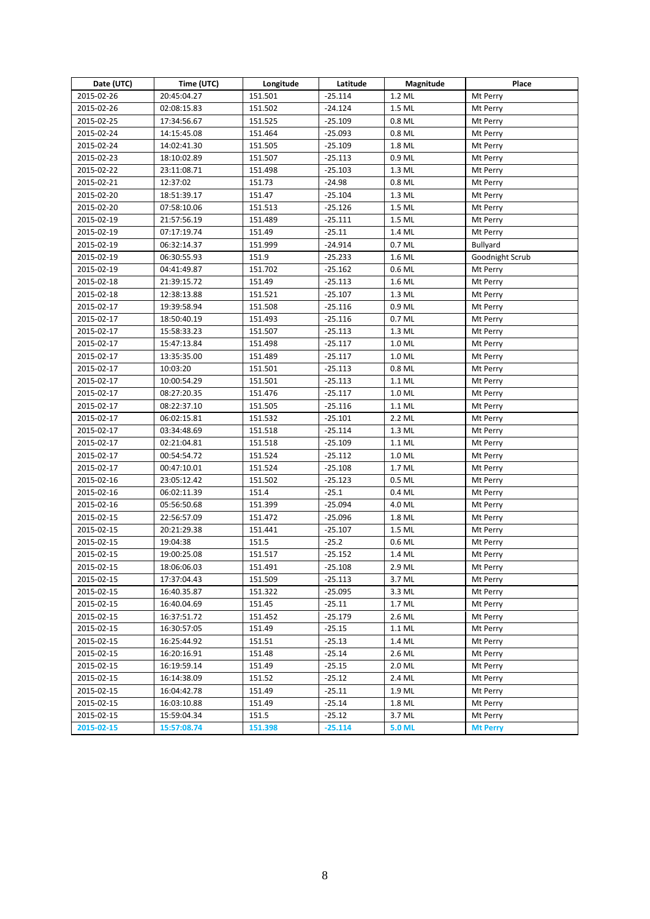| Date (UTC) | Time (UTC) | Longitude | Latitude | Magnitude | Place |
|---|---|---|---|---|---|
| 2015-02-26 | 20:45:04.27 | 151.501 | -25.114 | 1.2 ML | Mt Perry |
| 2015-02-26 | 02:08:15.83 | 151.502 | -24.124 | 1.5 ML | Mt Perry |
| 2015-02-25 | 17:34:56.67 | 151.525 | -25.109 | 0.8 ML | Mt Perry |
| 2015-02-24 | 14:15:45.08 | 151.464 | -25.093 | 0.8 ML | Mt Perry |
| 2015-02-24 | 14:02:41.30 | 151.505 | -25.109 | 1.8 ML | Mt Perry |
| 2015-02-23 | 18:10:02.89 | 151.507 | -25.113 | 0.9 ML | Mt Perry |
| 2015-02-22 | 23:11:08.71 | 151.498 | -25.103 | 1.3 ML | Mt Perry |
| 2015-02-21 | 12:37:02 | 151.73 | -24.98 | 0.8 ML | Mt Perry |
| 2015-02-20 | 18:51:39.17 | 151.47 | -25.104 | 1.3 ML | Mt Perry |
| 2015-02-20 | 07:58:10.06 | 151.513 | -25.126 | 1.5 ML | Mt Perry |
| 2015-02-19 | 21:57:56.19 | 151.489 | -25.111 | 1.5 ML | Mt Perry |
| 2015-02-19 | 07:17:19.74 | 151.49 | -25.11 | 1.4 ML | Mt Perry |
| 2015-02-19 | 06:32:14.37 | 151.999 | -24.914 | 0.7 ML | Bullyard |
| 2015-02-19 | 06:30:55.93 | 151.9 | -25.233 | 1.6 ML | Goodnight Scrub |
| 2015-02-19 | 04:41:49.87 | 151.702 | -25.162 | 0.6 ML | Mt Perry |
| 2015-02-18 | 21:39:15.72 | 151.49 | -25.113 | 1.6 ML | Mt Perry |
| 2015-02-18 | 12:38:13.88 | 151.521 | -25.107 | 1.3 ML | Mt Perry |
| 2015-02-17 | 19:39:58.94 | 151.508 | -25.116 | 0.9 ML | Mt Perry |
| 2015-02-17 | 18:50:40.19 | 151.493 | -25.116 | 0.7 ML | Mt Perry |
| 2015-02-17 | 15:58:33.23 | 151.507 | -25.113 | 1.3 ML | Mt Perry |
| 2015-02-17 | 15:47:13.84 | 151.498 | -25.117 | 1.0 ML | Mt Perry |
| 2015-02-17 | 13:35:35.00 | 151.489 | -25.117 | 1.0 ML | Mt Perry |
| 2015-02-17 | 10:03:20 | 151.501 | -25.113 | 0.8 ML | Mt Perry |
| 2015-02-17 | 10:00:54.29 | 151.501 | -25.113 | 1.1 ML | Mt Perry |
| 2015-02-17 | 08:27:20.35 | 151.476 | -25.117 | 1.0 ML | Mt Perry |
| 2015-02-17 | 08:22:37.10 | 151.505 | -25.116 | 1.1 ML | Mt Perry |
| 2015-02-17 | 06:02:15.81 | 151.532 | -25.101 | 2.2 ML | Mt Perry |
| 2015-02-17 | 03:34:48.69 | 151.518 | -25.114 | 1.3 ML | Mt Perry |
| 2015-02-17 | 02:21:04.81 | 151.518 | -25.109 | 1.1 ML | Mt Perry |
| 2015-02-17 | 00:54:54.72 | 151.524 | -25.112 | 1.0 ML | Mt Perry |
| 2015-02-17 | 00:47:10.01 | 151.524 | -25.108 | 1.7 ML | Mt Perry |
| 2015-02-16 | 23:05:12.42 | 151.502 | -25.123 | 0.5 ML | Mt Perry |
| 2015-02-16 | 06:02:11.39 | 151.4 | -25.1 | 0.4 ML | Mt Perry |
| 2015-02-16 | 05:56:50.68 | 151.399 | -25.094 | 4.0 ML | Mt Perry |
| 2015-02-15 | 22:56:57.09 | 151.472 | -25.096 | 1.8 ML | Mt Perry |
| 2015-02-15 | 20:21:29.38 | 151.441 | -25.107 | 1.5 ML | Mt Perry |
| 2015-02-15 | 19:04:38 | 151.5 | -25.2 | 0.6 ML | Mt Perry |
| 2015-02-15 | 19:00:25.08 | 151.517 | -25.152 | 1.4 ML | Mt Perry |
| 2015-02-15 | 18:06:06.03 | 151.491 | -25.108 | 2.9 ML | Mt Perry |
| 2015-02-15 | 17:37:04.43 | 151.509 | -25.113 | 3.7 ML | Mt Perry |
| 2015-02-15 | 16:40.35.87 | 151.322 | -25.095 | 3.3 ML | Mt Perry |
| 2015-02-15 | 16:40:04.69 | 151.45 | -25.11 | 1.7 ML | Mt Perry |
| 2015-02-15 | 16:37:51.72 | 151.452 | -25.179 | 2.6 ML | Mt Perry |
| 2015-02-15 | 16:30:57.05 | 151.49 | -25.15 | 1.1 ML | Mt Perry |
| 2015-02-15 | 16:25:44.92 | 151.51 | -25.13 | 1.4 ML | Mt Perry |
| 2015-02-15 | 16:20:16.91 | 151.48 | -25.14 | 2.6 ML | Mt Perry |
| 2015-02-15 | 16:19:59.14 | 151.49 | -25.15 | 2.0 ML | Mt Perry |
| 2015-02-15 | 16:14:38.09 | 151.52 | -25.12 | 2.4 ML | Mt Perry |
| 2015-02-15 | 16:04:42.78 | 151.49 | -25.11 | 1.9 ML | Mt Perry |
| 2015-02-15 | 16:03:10.88 | 151.49 | -25.14 | 1.8 ML | Mt Perry |
| 2015-02-15 | 15:59:04.34 | 151.5 | -25.12 | 3.7 ML | Mt Perry |
| **2015-02-15** | **15:57:08.74** | **151.398** | **-25.114** | **5.0 ML** | **Mt Perry** |